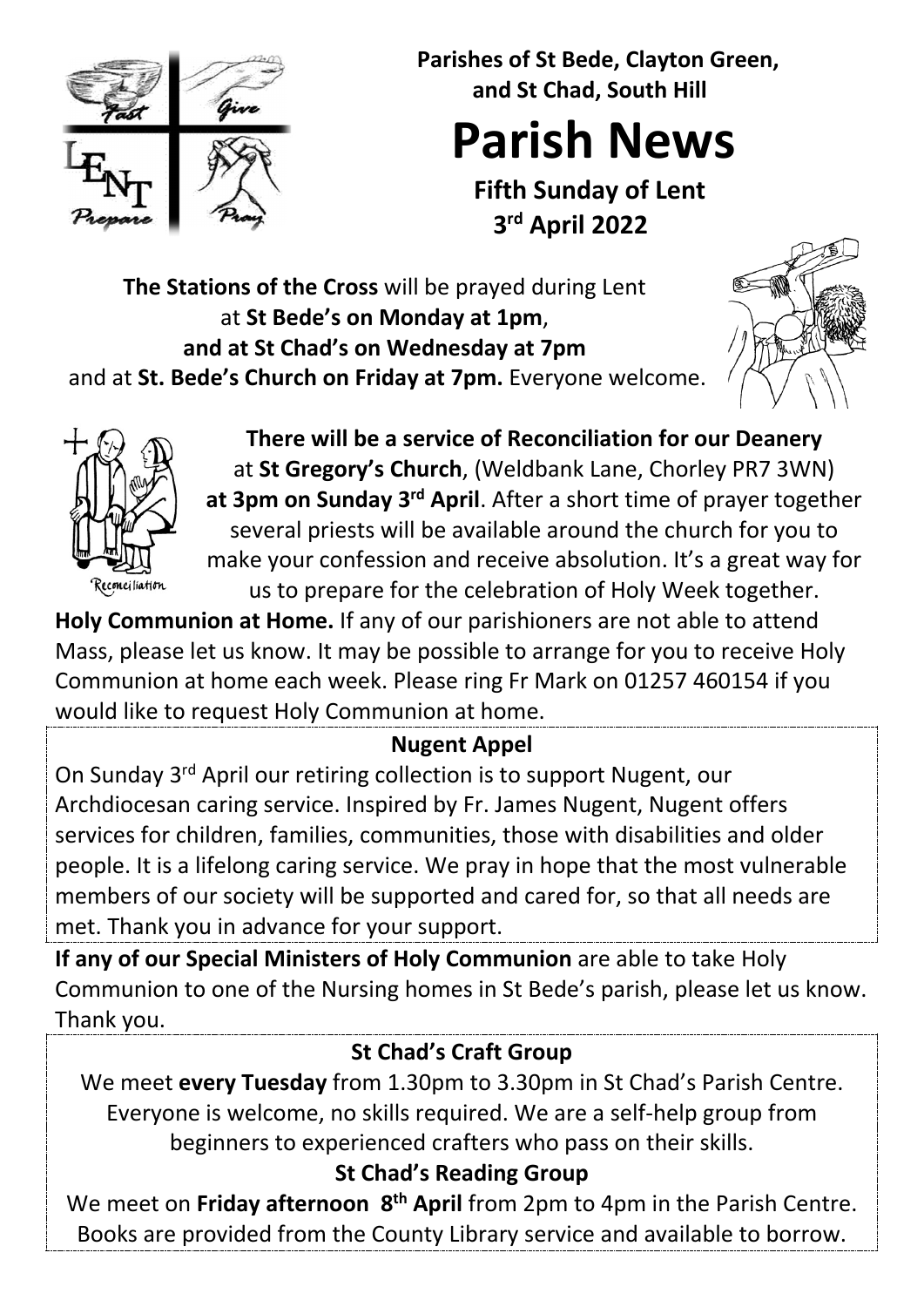**Parishes of St Bede, Clayton Green, and St Chad, South Hill**

# Parish News

**Fifth Sunday of Lent**
**3rd April 2022**

**The Stations of the Cross** will be prayed during Lent at **St Bede's on Monday at 1pm**, **and at St Chad's on Wednesday at 7pm** and at **St. Bede's Church on Friday at 7pm.** Everyone welcome.

**There will be a service of Reconciliation for our Deanery** at **St Gregory's Church**, (Weldbank Lane, Chorley PR7 3WN) **at 3pm on Sunday 3rd April**. After a short time of prayer together several priests will be available around the church for you to make your confession and receive absolution. It's a great way for us to prepare for the celebration of Holy Week together.

**Holy Communion at Home.** If any of our parishioners are not able to attend Mass, please let us know. It may be possible to arrange for you to receive Holy Communion at home each week. Please ring Fr Mark on 01257 460154 if you would like to request Holy Communion at home.

## Nugent Appel

On Sunday 3rd April our retiring collection is to support Nugent, our Archdiocesan caring service. Inspired by Fr. James Nugent, Nugent offers services for children, families, communities, those with disabilities and older people. It is a lifelong caring service. We pray in hope that the most vulnerable members of our society will be supported and cared for, so that all needs are met. Thank you in advance for your support.

**If any of our Special Ministers of Holy Communion** are able to take Holy Communion to one of the Nursing homes in St Bede's parish, please let us know. Thank you.

## St Chad's Craft Group

We meet **every Tuesday** from 1.30pm to 3.30pm in St Chad's Parish Centre. Everyone is welcome, no skills required. We are a self-help group from beginners to experienced crafters who pass on their skills.

## St Chad's Reading Group

We meet on **Friday afternoon 8th April** from 2pm to 4pm in the Parish Centre. Books are provided from the County Library service and available to borrow.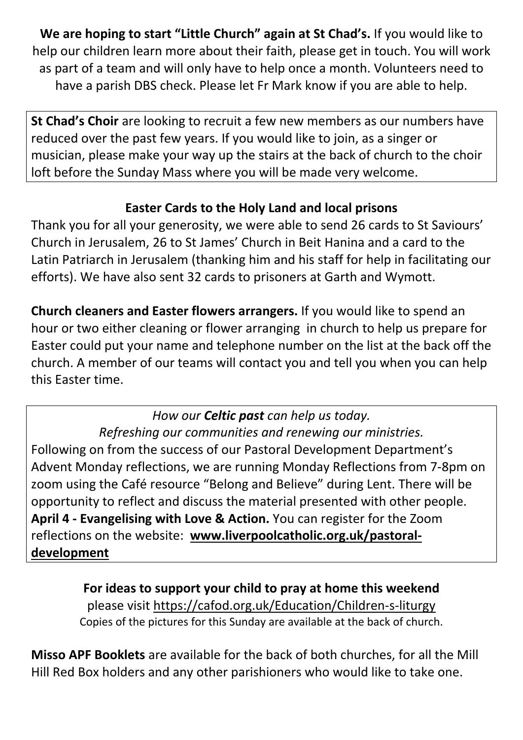**We are hoping to start "Little Church" again at St Chad's.** If you would like to help our children learn more about their faith, please get in touch. You will work as part of a team and will only have to help once a month. Volunteers need to have a parish DBS check. Please let Fr Mark know if you are able to help.

**St Chad's Choir** are looking to recruit a few new members as our numbers have reduced over the past few years. If you would like to join, as a singer or musician, please make your way up the stairs at the back of church to the choir loft before the Sunday Mass where you will be made very welcome.

**Easter Cards to the Holy Land and local prisons**

Thank you for all your generosity, we were able to send 26 cards to St Saviours' Church in Jerusalem, 26 to St James' Church in Beit Hanina and a card to the Latin Patriarch in Jerusalem (thanking him and his staff for help in facilitating our efforts). We have also sent 32 cards to prisoners at Garth and Wymott.

**Church cleaners and Easter flowers arrangers.** If you would like to spend an hour or two either cleaning or flower arranging in church to help us prepare for Easter could put your name and telephone number on the list at the back off the church. A member of our teams will contact you and tell you when you can help this Easter time.

*How our* ***Celtic past*** *can help us today.*

*Refreshing our communities and renewing our ministries.*

Following on from the success of our Pastoral Development Department's Advent Monday reflections, we are running Monday Reflections from 7-8pm on zoom using the Café resource "Belong and Believe" during Lent. There will be opportunity to reflect and discuss the material presented with other people. **April 4 - Evangelising with Love & Action.** You can register for the Zoom reflections on the website: **www.liverpoolcatholic.org.uk/pastoral-development**

**For ideas to support your child to pray at home this weekend**

please visit https://cafod.org.uk/Education/Children-s-liturgy

Copies of the pictures for this Sunday are available at the back of church.

**Misso APF Booklets** are available for the back of both churches, for all the Mill Hill Red Box holders and any other parishioners who would like to take one.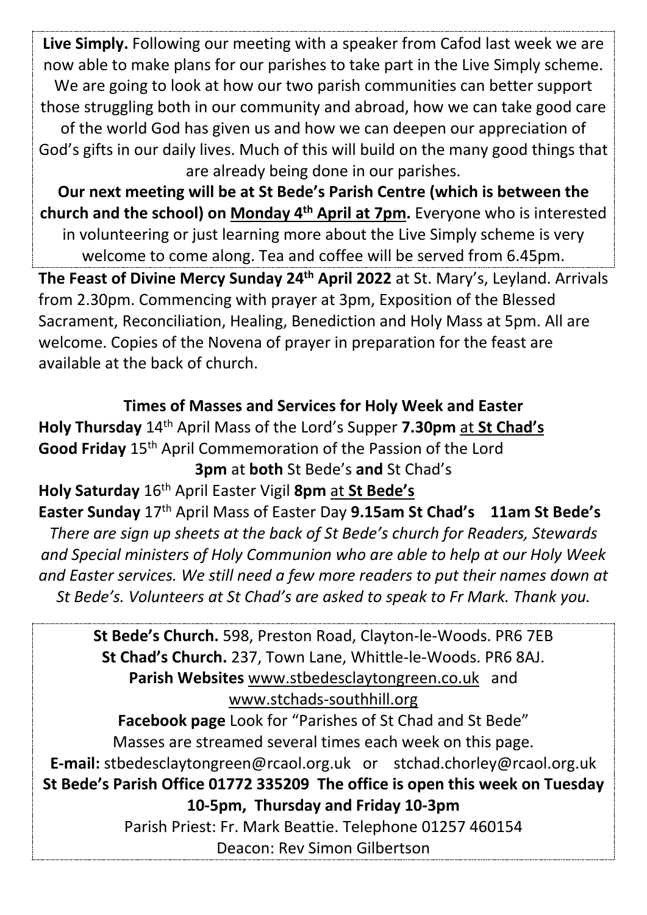**Live Simply.** Following our meeting with a speaker from Cafod last week we are now able to make plans for our parishes to take part in the Live Simply scheme. We are going to look at how our two parish communities can better support those struggling both in our community and abroad, how we can take good care of the world God has given us and how we can deepen our appreciation of God's gifts in our daily lives. Much of this will build on the many good things that are already being done in our parishes.

**Our next meeting will be at St Bede's Parish Centre (which is between the church and the school) on Monday 4th April at 7pm.** Everyone who is interested in volunteering or just learning more about the Live Simply scheme is very welcome to come along. Tea and coffee will be served from 6.45pm.

**The Feast of Divine Mercy Sunday 24th April 2022** at St. Mary's, Leyland. Arrivals from 2.30pm. Commencing with prayer at 3pm, Exposition of the Blessed Sacrament, Reconciliation, Healing, Benediction and Holy Mass at 5pm. All are welcome. Copies of the Novena of prayer in preparation for the feast are available at the back of church.

**Times of Masses and Services for Holy Week and Easter**

**Holy Thursday** 14th April Mass of the Lord's Supper **7.30pm** at **St Chad's**

**Good Friday** 15th April Commemoration of the Passion of the Lord **3pm** at **both** St Bede's **and** St Chad's

**Holy Saturday** 16th April Easter Vigil **8pm** at **St Bede's**

**Easter Sunday** 17th April Mass of Easter Day **9.15am St Chad's 11am St Bede's**

*There are sign up sheets at the back of St Bede's church for Readers, Stewards and Special ministers of Holy Communion who are able to help at our Holy Week and Easter services. We still need a few more readers to put their names down at St Bede's. Volunteers at St Chad's are asked to speak to Fr Mark. Thank you.*

**St Bede's Church.** 598, Preston Road, Clayton-le-Woods. PR6 7EB

**St Chad's Church.** 237, Town Lane, Whittle-le-Woods. PR6 8AJ.

**Parish Websites** www.stbedesclaytongreen.co.uk and www.stchads-southhill.org

**Facebook page** Look for "Parishes of St Chad and St Bede"

Masses are streamed several times each week on this page.

**E-mail:** stbedesclaytongreen@rcaol.org.uk or stchad.chorley@rcaol.org.uk

**St Bede's Parish Office 01772 335209 The office is open this week on Tuesday 10-5pm, Thursday and Friday 10-3pm**

Parish Priest: Fr. Mark Beattie. Telephone 01257 460154

Deacon: Rev Simon Gilbertson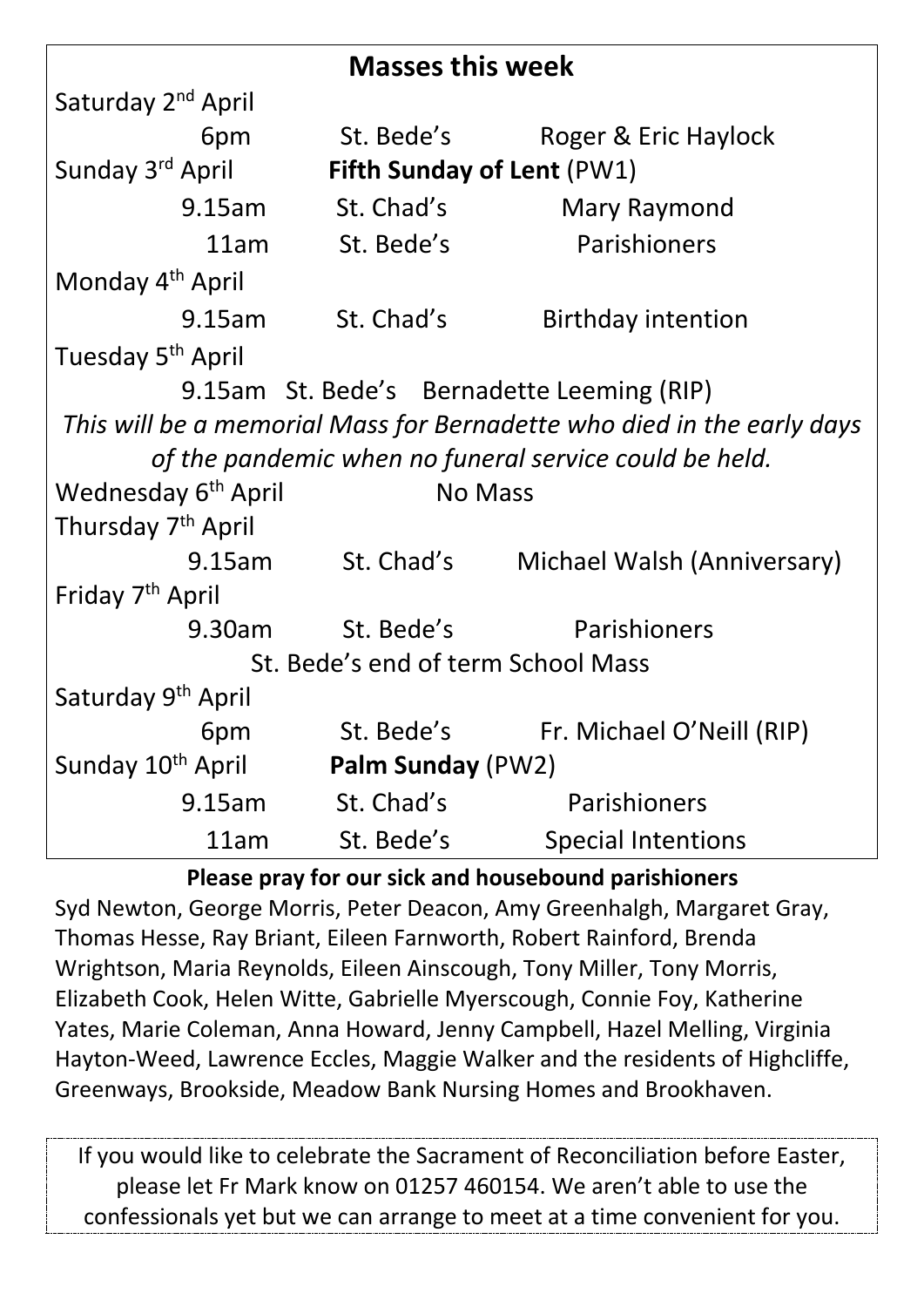## Masses this week

| | | | |
|---|---|---|---|
| Saturday 2nd April | | | |
| | 6pm | St. Bede's | Roger & Eric Haylock |
| Sunday 3rd April | **Fifth Sunday of Lent** (PW1) | | |
| | 9.15am | St. Chad's | Mary Raymond |
| | 11am | St. Bede's | Parishioners |
| Monday 4th April | | | |
| | 9.15am | St. Chad's | Birthday intention |
| Tuesday 5th April | | | |
| | 9.15am | St. Bede's | Bernadette Leeming (RIP) |
| *This will be a memorial Mass for Bernadette who died in the early days of the pandemic when no funeral service could be held.* | | | |
| Wednesday 6th April | No Mass | | |
| Thursday 7th April | | | |
| | 9.15am | St. Chad's | Michael Walsh (Anniversary) |
| Friday 7th April | | | |
| | 9.30am | St. Bede's | Parishioners |
| St. Bede's end of term School Mass | | | |
| Saturday 9th April | | | |
| | 6pm | St. Bede's | Fr. Michael O'Neill (RIP) |
| Sunday 10th April | **Palm Sunday** (PW2) | | |
| | 9.15am | St. Chad's | Parishioners |
| | 11am | St. Bede's | Special Intentions |

**Please pray for our sick and housebound parishioners**

Syd Newton, George Morris, Peter Deacon, Amy Greenhalgh, Margaret Gray, Thomas Hesse, Ray Briant, Eileen Farnworth, Robert Rainford, Brenda Wrightson, Maria Reynolds, Eileen Ainscough, Tony Miller, Tony Morris, Elizabeth Cook, Helen Witte, Gabrielle Myerscough, Connie Foy, Katherine Yates, Marie Coleman, Anna Howard, Jenny Campbell, Hazel Melling, Virginia Hayton-Weed, Lawrence Eccles, Maggie Walker and the residents of Highcliffe, Greenways, Brookside, Meadow Bank Nursing Homes and Brookhaven.

If you would like to celebrate the Sacrament of Reconciliation before Easter, please let Fr Mark know on 01257 460154. We aren't able to use the confessionals yet but we can arrange to meet at a time convenient for you.